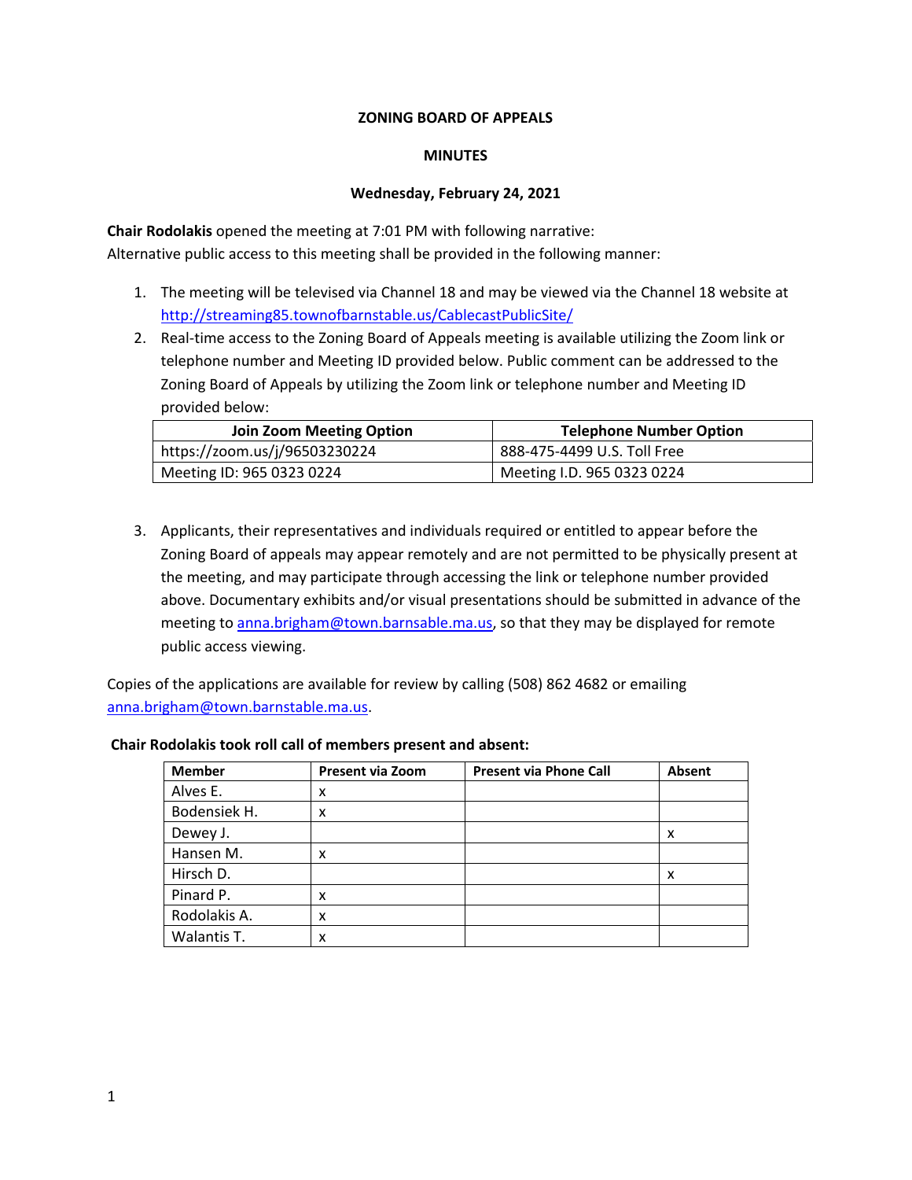**ZONING BOARD OF APPEALS**

**MINUTES**

**Wednesday, February 24, 2021**

**Chair Rodolakis** opened the meeting at 7:01 PM with following narrative:
Alternative public access to this meeting shall be provided in the following manner:

1. The meeting will be televised via Channel 18 and may be viewed via the Channel 18 website at http://streaming85.townofbarnstable.us/CablecastPublicSite/
2. Real-time access to the Zoning Board of Appeals meeting is available utilizing the Zoom link or telephone number and Meeting ID provided below. Public comment can be addressed to the Zoning Board of Appeals by utilizing the Zoom link or telephone number and Meeting ID provided below:

| Join Zoom Meeting Option | Telephone Number Option |
|---|---|
| https://zoom.us/j/96503230224 | 888-475-4499 U.S. Toll Free |
| Meeting ID: 965 0323 0224 | Meeting I.D. 965 0323 0224 |

3. Applicants, their representatives and individuals required or entitled to appear before the Zoning Board of appeals may appear remotely and are not permitted to be physically present at the meeting, and may participate through accessing the link or telephone number provided above. Documentary exhibits and/or visual presentations should be submitted in advance of the meeting to anna.brigham@town.barnsable.ma.us, so that they may be displayed for remote public access viewing.

Copies of the applications are available for review by calling (508) 862 4682 or emailing anna.brigham@town.barnstable.ma.us.

**Chair Rodolakis took roll call of members present and absent:**

| Member | Present via Zoom | Present via Phone Call | Absent |
|---|---|---|---|
| Alves E. | x | | |
| Bodensiek H. | x | | |
| Dewey J. | | | x |
| Hansen M. | x | | |
| Hirsch D. | | | x |
| Pinard P. | x | | |
| Rodolakis A. | x | | |
| Walantis T. | x | | |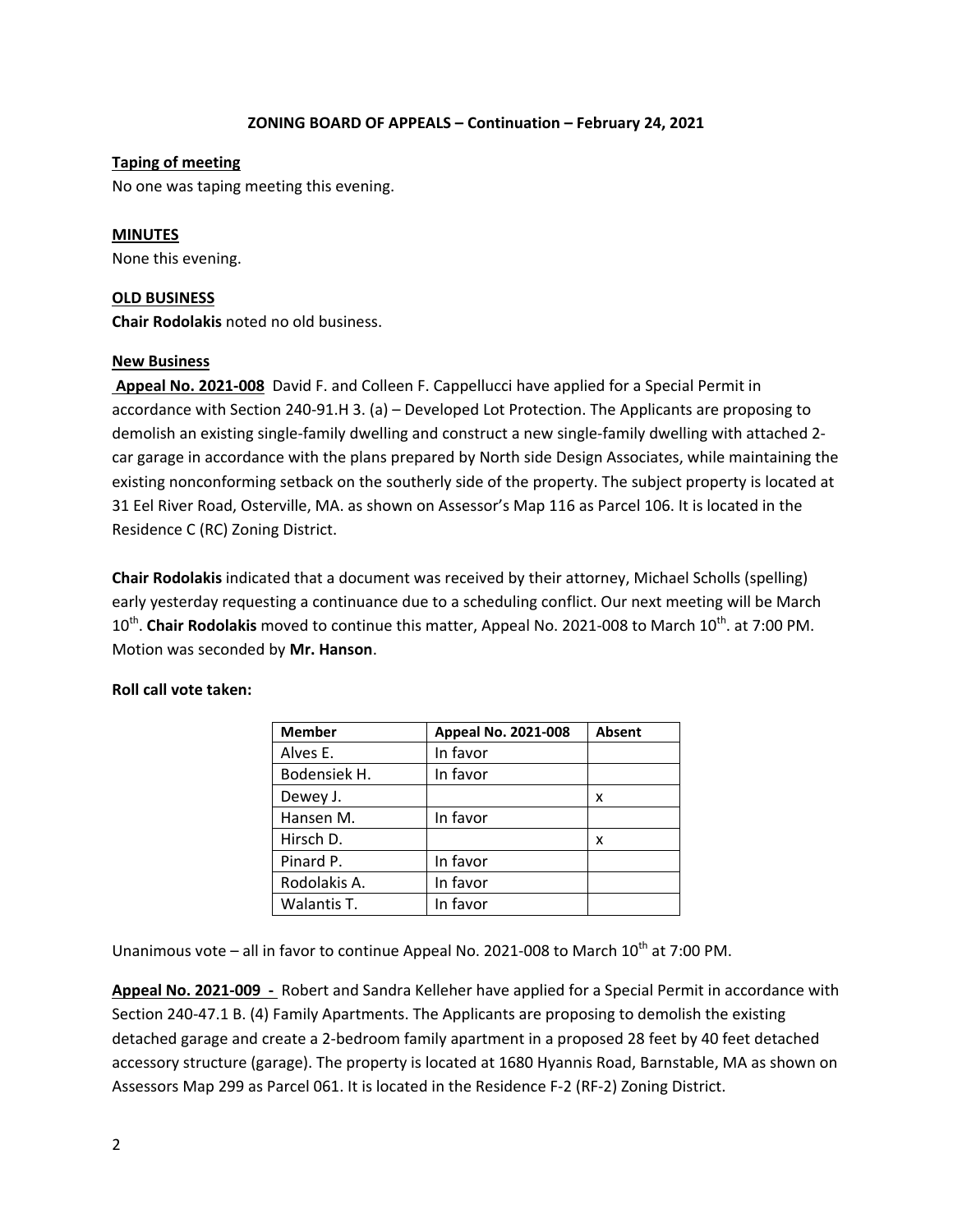**ZONING BOARD OF APPEALS – Continuation – February 24, 2021**

**Taping of meeting**

No one was taping meeting this evening.

**MINUTES**

None this evening.

**OLD BUSINESS**

**Chair Rodolakis** noted no old business.

**New Business**

**Appeal No. 2021-008** David F. and Colleen F. Cappellucci have applied for a Special Permit in accordance with Section 240-91.H 3. (a) – Developed Lot Protection. The Applicants are proposing to demolish an existing single-family dwelling and construct a new single-family dwelling with attached 2-car garage in accordance with the plans prepared by North side Design Associates, while maintaining the existing nonconforming setback on the southerly side of the property. The subject property is located at 31 Eel River Road, Osterville, MA. as shown on Assessor's Map 116 as Parcel 106. It is located in the Residence C (RC) Zoning District.

**Chair Rodolakis** indicated that a document was received by their attorney, Michael Scholls (spelling) early yesterday requesting a continuance due to a scheduling conflict. Our next meeting will be March 10th. **Chair Rodolakis** moved to continue this matter, Appeal No. 2021-008 to March 10th. at 7:00 PM. Motion was seconded by **Mr. Hanson**.

**Roll call vote taken:**

| Member | Appeal No. 2021-008 | Absent |
|---|---|---|
| Alves E. | In favor | |
| Bodensiek H. | In favor | |
| Dewey J. | | x |
| Hansen M. | In favor | |
| Hirsch D. | | x |
| Pinard P. | In favor | |
| Rodolakis A. | In favor | |
| Walantis T. | In favor | |

Unanimous vote – all in favor to continue Appeal No. 2021-008 to March 10th at 7:00 PM.

**Appeal No. 2021-009 -** Robert and Sandra Kelleher have applied for a Special Permit in accordance with Section 240-47.1 B. (4) Family Apartments. The Applicants are proposing to demolish the existing detached garage and create a 2-bedroom family apartment in a proposed 28 feet by 40 feet detached accessory structure (garage). The property is located at 1680 Hyannis Road, Barnstable, MA as shown on Assessors Map 299 as Parcel 061. It is located in the Residence F-2 (RF-2) Zoning District.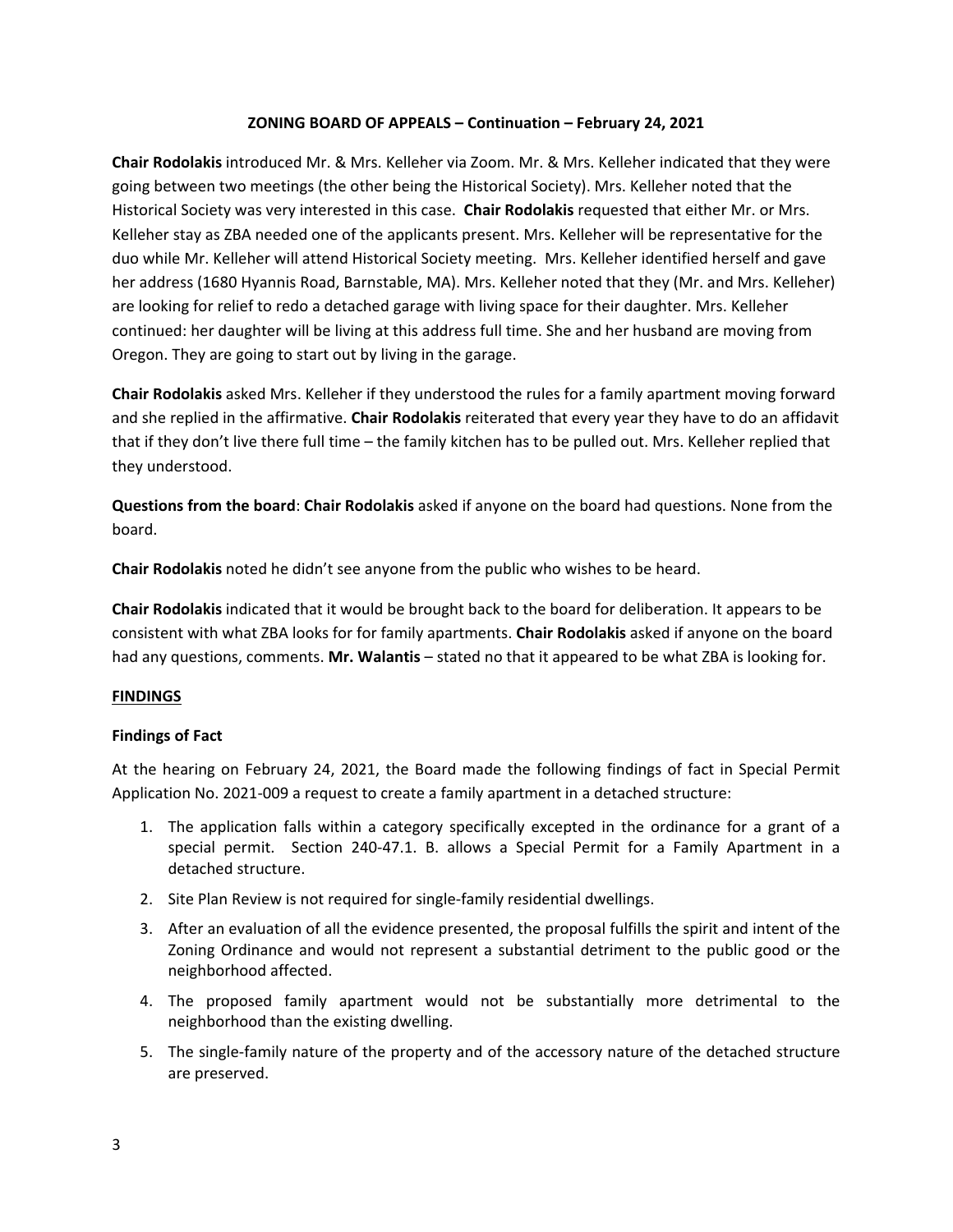**ZONING BOARD OF APPEALS – Continuation – February 24, 2021**

**Chair Rodolakis** introduced Mr. & Mrs. Kelleher via Zoom. Mr. & Mrs. Kelleher indicated that they were going between two meetings (the other being the Historical Society). Mrs. Kelleher noted that the Historical Society was very interested in this case. **Chair Rodolakis** requested that either Mr. or Mrs. Kelleher stay as ZBA needed one of the applicants present. Mrs. Kelleher will be representative for the duo while Mr. Kelleher will attend Historical Society meeting. Mrs. Kelleher identified herself and gave her address (1680 Hyannis Road, Barnstable, MA). Mrs. Kelleher noted that they (Mr. and Mrs. Kelleher) are looking for relief to redo a detached garage with living space for their daughter. Mrs. Kelleher continued: her daughter will be living at this address full time. She and her husband are moving from Oregon. They are going to start out by living in the garage.

**Chair Rodolakis** asked Mrs. Kelleher if they understood the rules for a family apartment moving forward and she replied in the affirmative. **Chair Rodolakis** reiterated that every year they have to do an affidavit that if they don't live there full time – the family kitchen has to be pulled out. Mrs. Kelleher replied that they understood.

**Questions from the board**: **Chair Rodolakis** asked if anyone on the board had questions. None from the board.

**Chair Rodolakis** noted he didn't see anyone from the public who wishes to be heard.

**Chair Rodolakis** indicated that it would be brought back to the board for deliberation. It appears to be consistent with what ZBA looks for for family apartments. **Chair Rodolakis** asked if anyone on the board had any questions, comments. **Mr. Walantis** – stated no that it appeared to be what ZBA is looking for.

**FINDINGS**

**Findings of Fact**

At the hearing on February 24, 2021, the Board made the following findings of fact in Special Permit Application No. 2021-009 a request to create a family apartment in a detached structure:

1. The application falls within a category specifically excepted in the ordinance for a grant of a special permit. Section 240-47.1. B. allows a Special Permit for a Family Apartment in a detached structure.
2. Site Plan Review is not required for single-family residential dwellings.
3. After an evaluation of all the evidence presented, the proposal fulfills the spirit and intent of the Zoning Ordinance and would not represent a substantial detriment to the public good or the neighborhood affected.
4. The proposed family apartment would not be substantially more detrimental to the neighborhood than the existing dwelling.
5. The single-family nature of the property and of the accessory nature of the detached structure are preserved.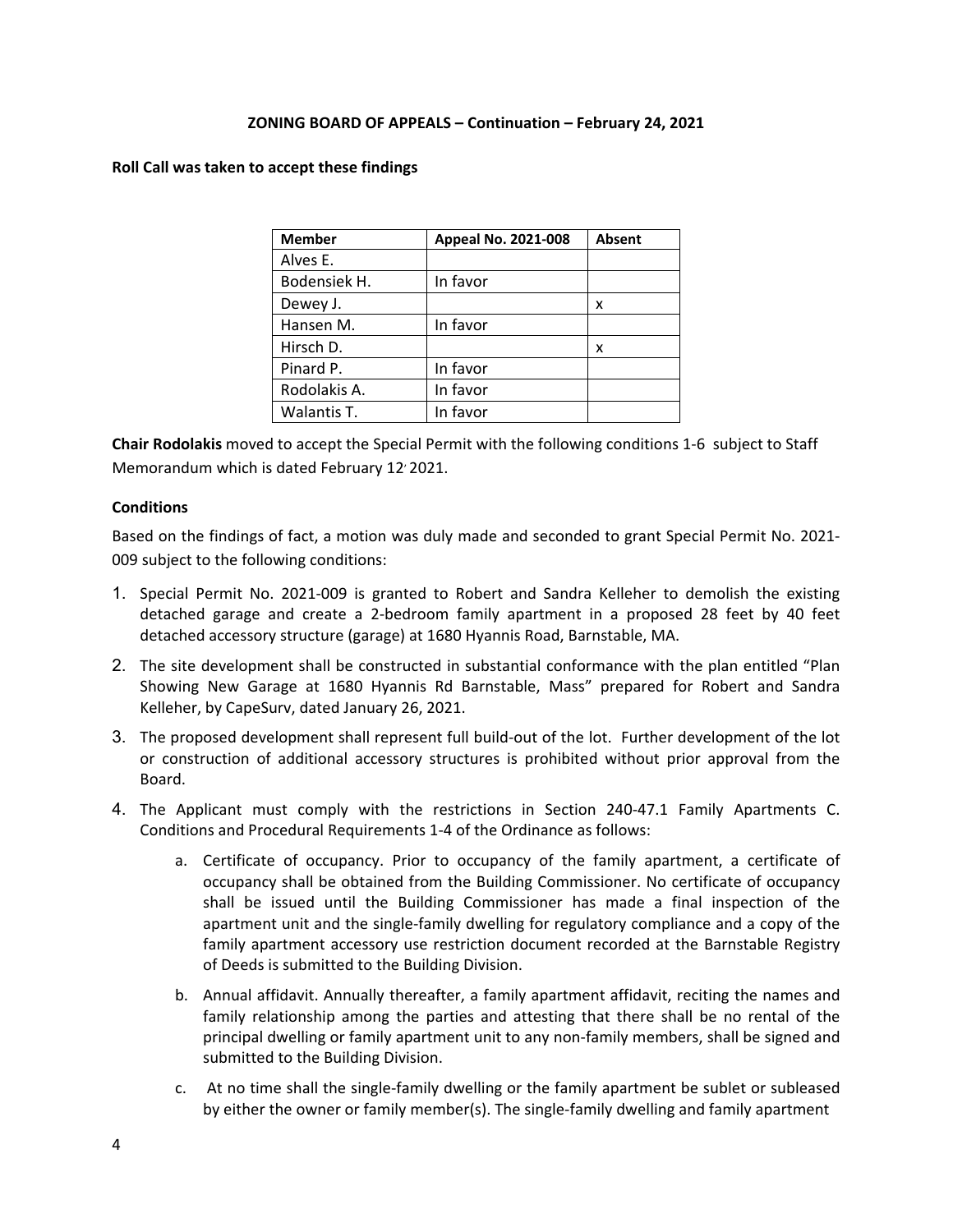**ZONING BOARD OF APPEALS – Continuation – February 24, 2021**

**Roll Call was taken to accept these findings**

| Member | Appeal No. 2021-008 | Absent |
|---|---|---|
| Alves E. | | |
| Bodensiek H. | In favor | |
| Dewey J. | | x |
| Hansen M. | In favor | |
| Hirsch D. | | x |
| Pinard P. | In favor | |
| Rodolakis A. | In favor | |
| Walantis T. | In favor | |

**Chair Rodolakis** moved to accept the Special Permit with the following conditions 1-6 subject to Staff Memorandum which is dated February 12, 2021.

**Conditions**

Based on the findings of fact, a motion was duly made and seconded to grant Special Permit No. 2021-009 subject to the following conditions:

1. Special Permit No. 2021-009 is granted to Robert and Sandra Kelleher to demolish the existing detached garage and create a 2-bedroom family apartment in a proposed 28 feet by 40 feet detached accessory structure (garage) at 1680 Hyannis Road, Barnstable, MA.
2. The site development shall be constructed in substantial conformance with the plan entitled "Plan Showing New Garage at 1680 Hyannis Rd Barnstable, Mass" prepared for Robert and Sandra Kelleher, by CapeSurv, dated January 26, 2021.
3. The proposed development shall represent full build-out of the lot. Further development of the lot or construction of additional accessory structures is prohibited without prior approval from the Board.
4. The Applicant must comply with the restrictions in Section 240-47.1 Family Apartments C. Conditions and Procedural Requirements 1-4 of the Ordinance as follows:
    a. Certificate of occupancy. Prior to occupancy of the family apartment, a certificate of occupancy shall be obtained from the Building Commissioner. No certificate of occupancy shall be issued until the Building Commissioner has made a final inspection of the apartment unit and the single-family dwelling for regulatory compliance and a copy of the family apartment accessory use restriction document recorded at the Barnstable Registry of Deeds is submitted to the Building Division.
    b. Annual affidavit. Annually thereafter, a family apartment affidavit, reciting the names and family relationship among the parties and attesting that there shall be no rental of the principal dwelling or family apartment unit to any non-family members, shall be signed and submitted to the Building Division.
    c. At no time shall the single-family dwelling or the family apartment be sublet or subleased by either the owner or family member(s). The single-family dwelling and family apartment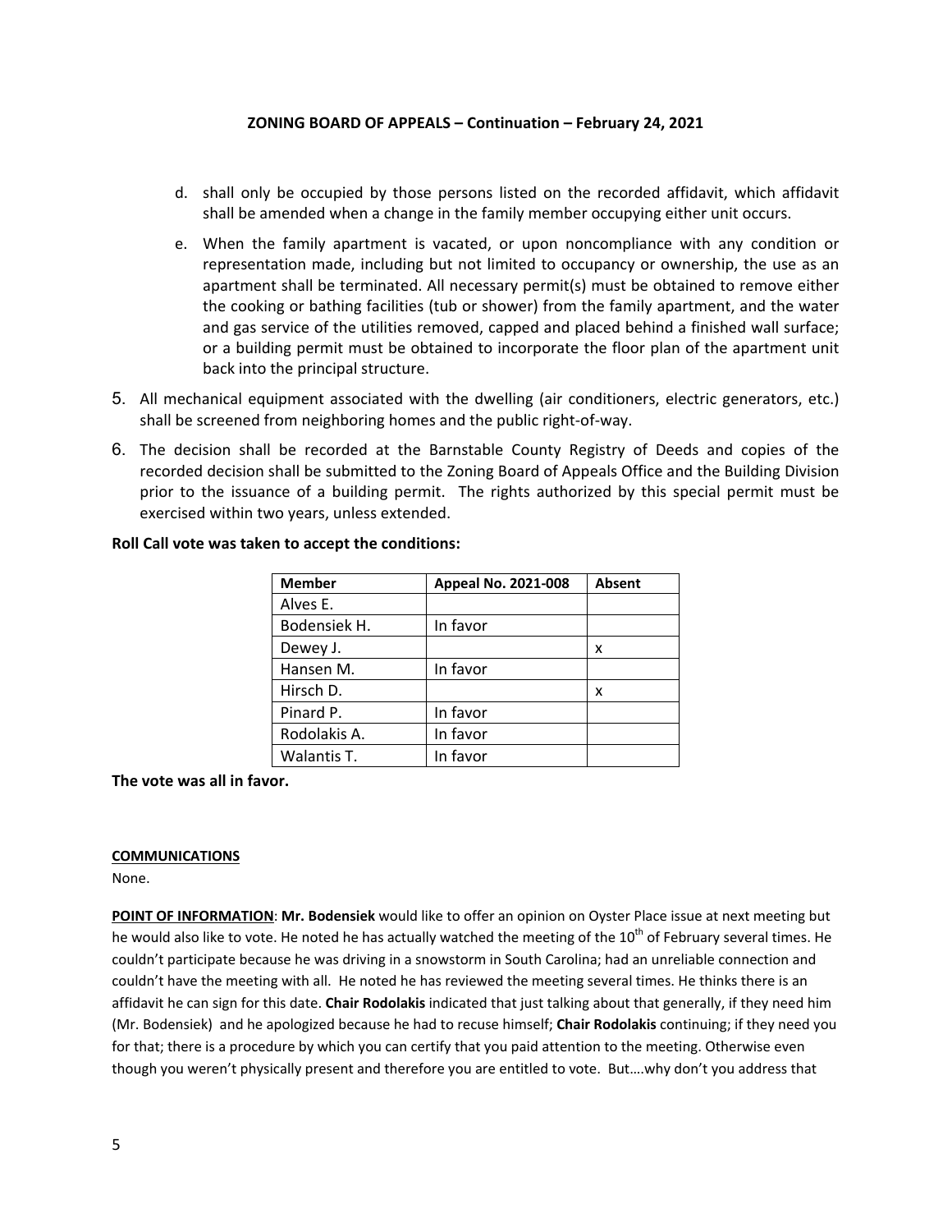d. shall only be occupied by those persons listed on the recorded affidavit, which affidavit shall be amended when a change in the family member occupying either unit occurs.

e. When the family apartment is vacated, or upon noncompliance with any condition or representation made, including but not limited to occupancy or ownership, the use as an apartment shall be terminated. All necessary permit(s) must be obtained to remove either the cooking or bathing facilities (tub or shower) from the family apartment, and the water and gas service of the utilities removed, capped and placed behind a finished wall surface; or a building permit must be obtained to incorporate the floor plan of the apartment unit back into the principal structure.

5. All mechanical equipment associated with the dwelling (air conditioners, electric generators, etc.) shall be screened from neighboring homes and the public right-of-way.

6. The decision shall be recorded at the Barnstable County Registry of Deeds and copies of the recorded decision shall be submitted to the Zoning Board of Appeals Office and the Building Division prior to the issuance of a building permit. The rights authorized by this special permit must be exercised within two years, unless extended.

**Roll Call vote was taken to accept the conditions:**

| Member | Appeal No. 2021-008 | Absent |
|---|---|---|
| Alves E. | | |
| Bodensiek H. | In favor | |
| Dewey J. | | x |
| Hansen M. | In favor | |
| Hirsch D. | | x |
| Pinard P. | In favor | |
| Rodolakis A. | In favor | |
| Walantis T. | In favor | |

**The vote was all in favor.**

**COMMUNICATIONS**

None.

**POINT OF INFORMATION**: **Mr. Bodensiek** would like to offer an opinion on Oyster Place issue at next meeting but he would also like to vote. He noted he has actually watched the meeting of the 10th of February several times. He couldn't participate because he was driving in a snowstorm in South Carolina; had an unreliable connection and couldn't have the meeting with all. He noted he has reviewed the meeting several times. He thinks there is an affidavit he can sign for this date. **Chair Rodolakis** indicated that just talking about that generally, if they need him (Mr. Bodensiek) and he apologized because he had to recuse himself; **Chair Rodolakis** continuing; if they need you for that; there is a procedure by which you can certify that you paid attention to the meeting. Otherwise even though you weren't physically present and therefore you are entitled to vote. But….why don't you address that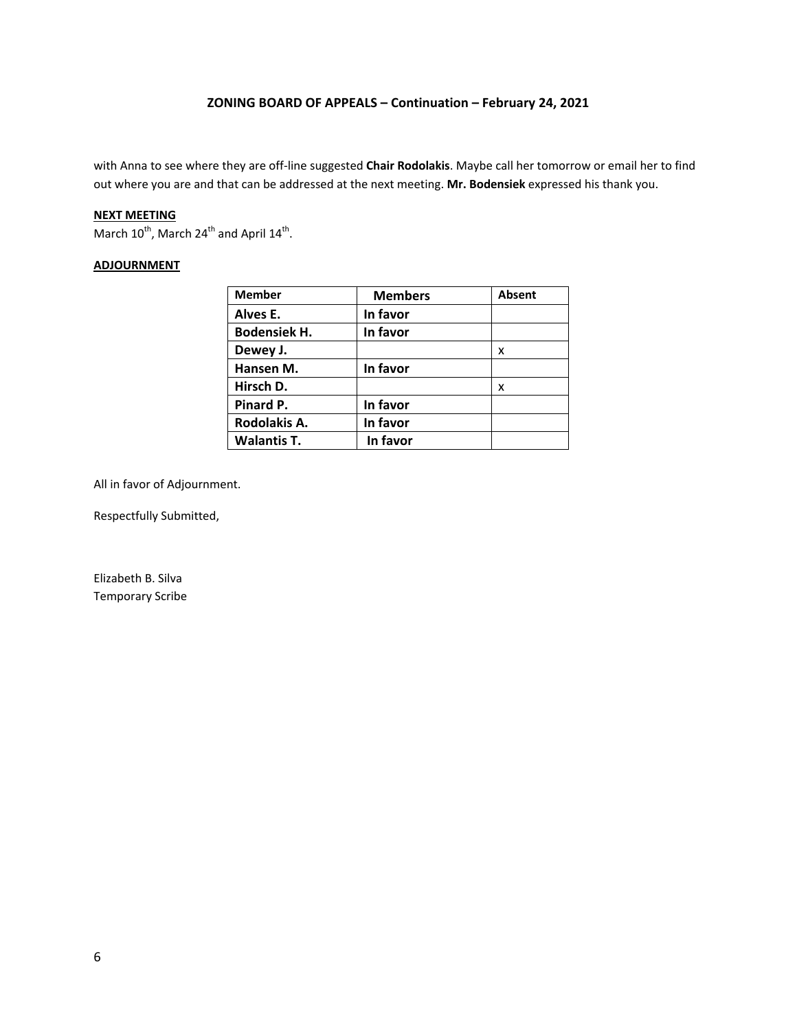## ZONING BOARD OF APPEALS – Continuation – February 24, 2021

with Anna to see where they are off-line suggested **Chair Rodolakis**. Maybe call her tomorrow or email her to find out where you are and that can be addressed at the next meeting. **Mr. Bodensiek** expressed his thank you.

**NEXT MEETING**

March 10th, March 24th and April 14th.

**ADJOURNMENT**

| Member | Members | Absent |
|---|---|---|
| **Alves E.** | **In favor** | |
| **Bodensiek H.** | **In favor** | |
| **Dewey J.** | | x |
| **Hansen M.** | **In favor** | |
| **Hirsch D.** | | x |
| **Pinard P.** | **In favor** | |
| **Rodolakis A.** | **In favor** | |
| **Walantis T.** | **In favor** | |

All in favor of Adjournment.

Respectfully Submitted,

Elizabeth B. Silva
Temporary Scribe